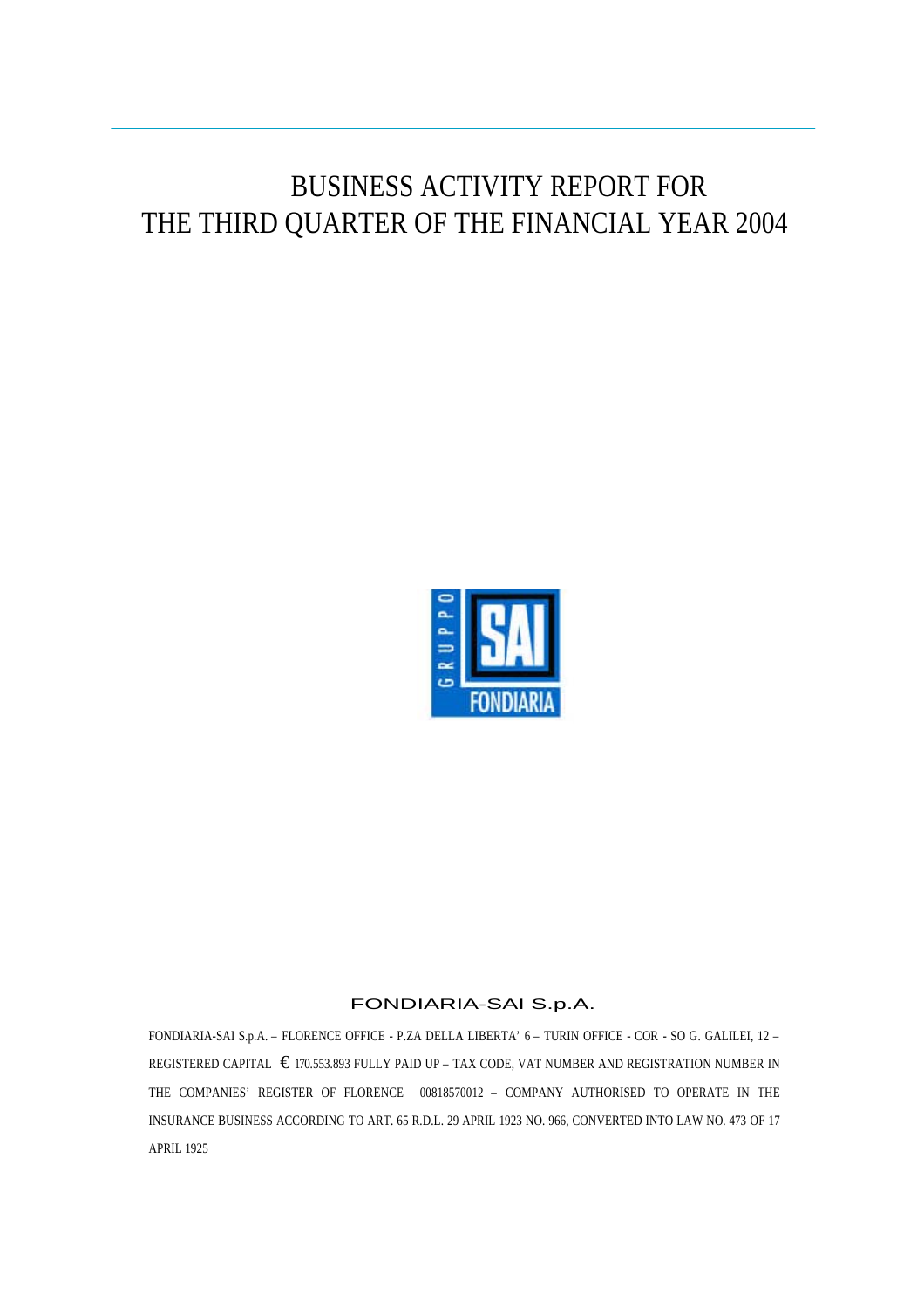# BUSINESS ACTIVITY REPORT FOR THE THIRD QUARTER OF THE FINANCIAL YEAR 2004

FONDIARIA-SAI S.p.A.

FONDIARIA-SAI S.p.A. – FLORENCE OFFICE - P.ZA DELLA LIBERTA' 6 – TURIN OFFICE - COR - SO G. GALILEI, 12 – REGISTERED CAPITAL € 170.553.893 FULLY PAID UP – TAX CODE, VAT NUMBER AND REGISTRATION NUMBER IN THE COMPANIES' REGISTER OF FLORENCE 00818570012 – COMPANY AUTHORISED TO OPERATE IN THE INSURANCE BUSINESS ACCORDING TO ART. 65 R.D.L. 29 APRIL 1923 NO. 966, CONVERTED INTO LAW NO. 473 OF 17 APRIL 1925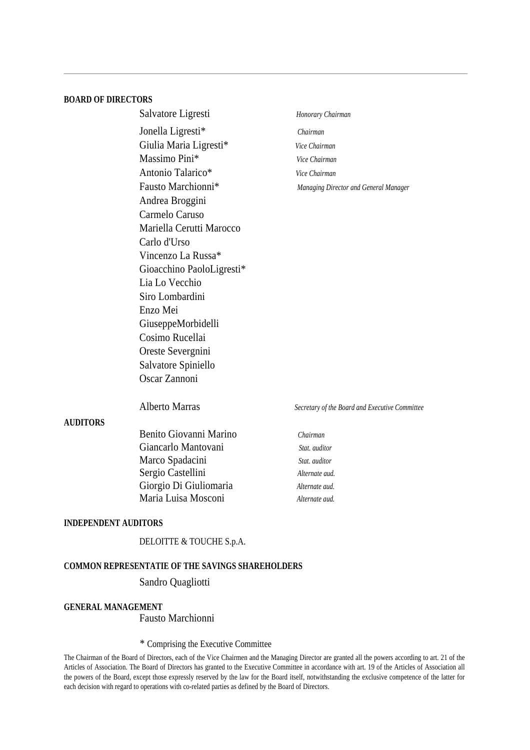**BOARD OF DIRECTORS**

| | |
|---|---|
| Salvatore Ligresti | *Honorary Chairman* |
| Jonella Ligresti* | *Chairman* |
| Giulia Maria Ligresti* | *Vice Chairman* |
| Massimo Pini* | *Vice Chairman* |
| Antonio Talarico* | *Vice Chairman* |
| Fausto Marchionni* | *Managing Director and General Manager* |
| Andrea Broggini | |
| Carmelo Caruso | |
| Mariella Cerutti Marocco | |
| Carlo d'Urso | |
| Vincenzo La Russa* | |
| Gioacchino PaoloLigresti* | |
| Lia Lo Vecchio | |
| Siro Lombardini | |
| Enzo Mei | |
| GiuseppeMorbidelli | |
| Cosimo Rucellai | |
| Oreste Severgnini | |
| Salvatore Spiniello | |
| Oscar Zannoni | |
| | |
| Alberto Marras | *Secretary of the Board and Executive Committee* |

**AUDITORS**

| | |
|---|---|
| Benito Giovanni Marino | *Chairman* |
| Giancarlo Mantovani | *Stat. auditor* |
| Marco Spadacini | *Stat. auditor* |
| Sergio Castellini | *Alternate aud.* |
| Giorgio Di Giuliomaria | *Alternate aud.* |
| Maria Luisa Mosconi | *Alternate aud.* |

**INDEPENDENT AUDITORS**

DELOITTE & TOUCHE S.p.A.

**COMMON REPRESENTATIE OF THE SAVINGS SHAREHOLDERS**

Sandro Quagliotti

**GENERAL MANAGEMENT**

Fausto Marchionni

\* Comprising the Executive Committee

The Chairman of the Board of Directors, each of the Vice Chairmen and the Managing Director are granted all the powers according to art. 21 of the Articles of Association. The Board of Directors has granted to the Executive Committee in accordance with art. 19 of the Articles of Association all the powers of the Board, except those expressly reserved by the law for the Board itself, notwithstanding the exclusive competence of the latter for each decision with regard to operations with co-related parties as defined by the Board of Directors.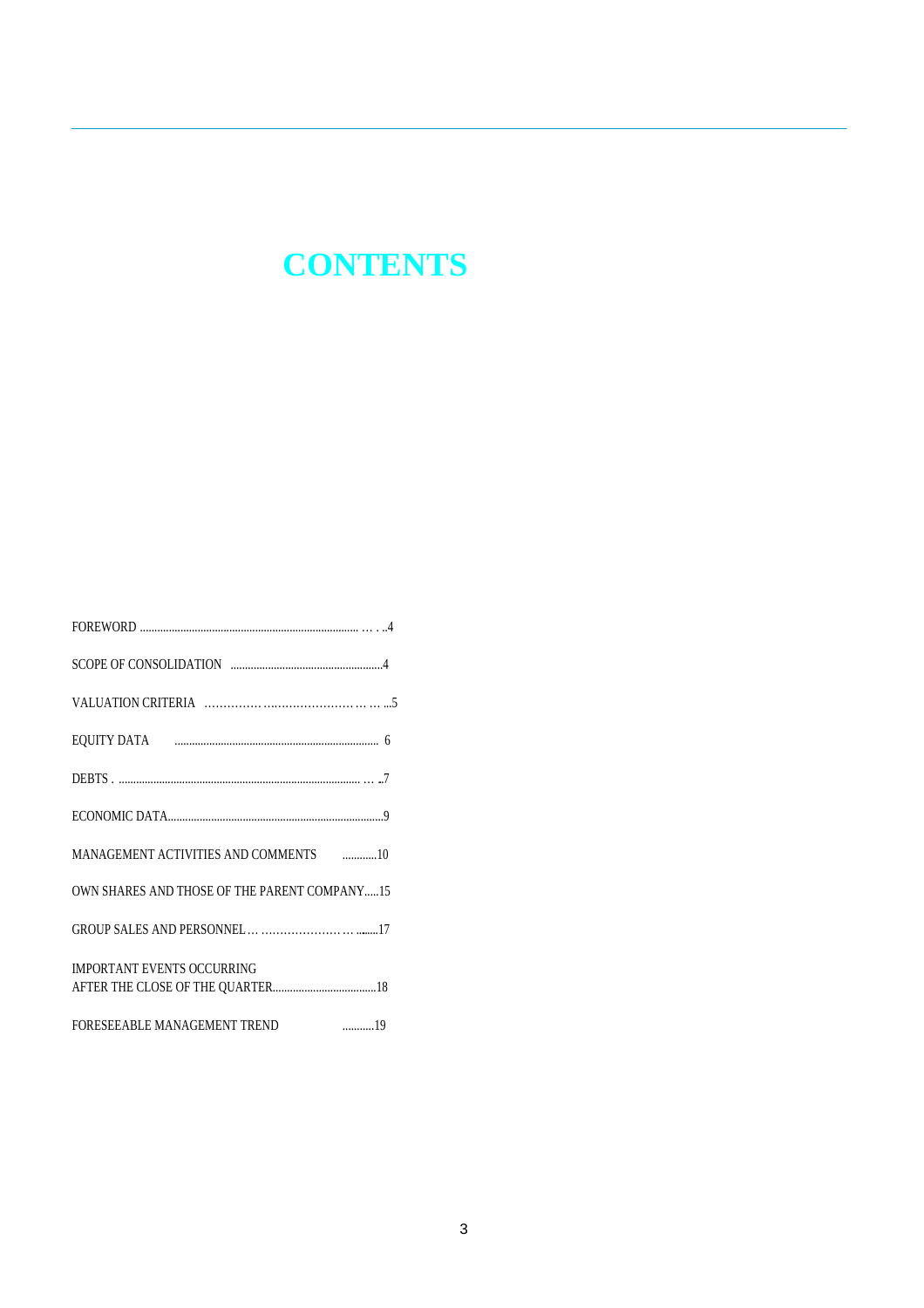# CONTENTS

FOREWORD ... 4

SCOPE OF CONSOLIDATION ... 4

VALUATION CRITERIA ... 5

EQUITY DATA ... 6

DEBTS ... 7

ECONOMIC DATA ... 9

MANAGEMENT ACTIVITIES AND COMMENTS ... 10

OWN SHARES AND THOSE OF THE PARENT COMPANY ... 15

GROUP SALES AND PERSONNEL ... 17

IMPORTANT EVENTS OCCURRING AFTER THE CLOSE OF THE QUARTER ... 18

FORESEEABLE MANAGEMENT TREND ... 19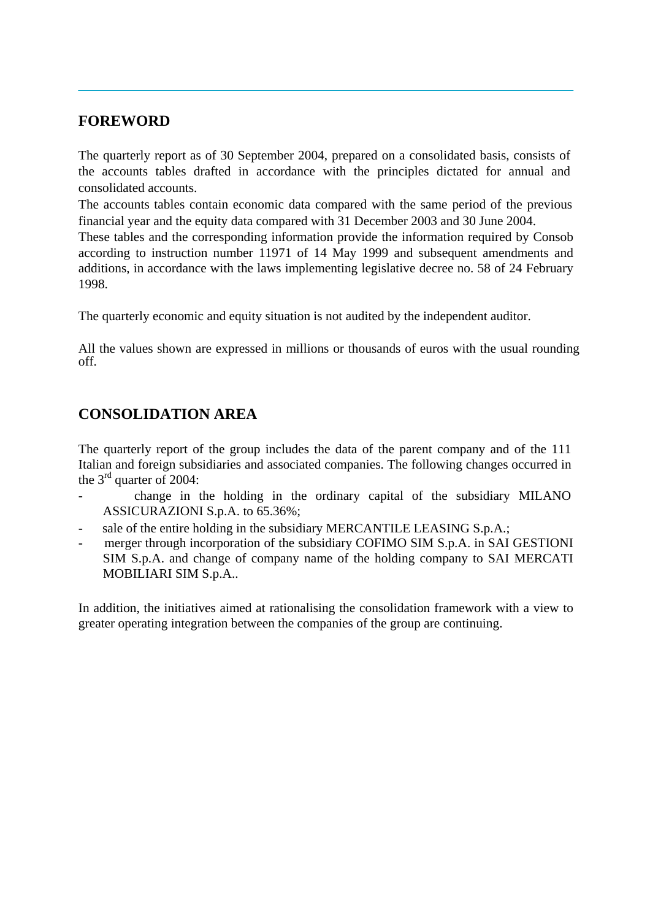## FOREWORD

The quarterly report as of 30 September 2004, prepared on a consolidated basis, consists of the accounts tables drafted in accordance with the principles dictated for annual and consolidated accounts.
The accounts tables contain economic data compared with the same period of the previous financial year and the equity data compared with 31 December 2003 and 30 June 2004.
These tables and the corresponding information provide the information required by Consob according to instruction number 11971 of 14 May 1999 and subsequent amendments and additions, in accordance with the laws implementing legislative decree no. 58 of 24 February 1998.

The quarterly economic and equity situation is not audited by the independent auditor.

All the values shown are expressed in millions or thousands of euros with the usual rounding off.

## CONSOLIDATION AREA

The quarterly report of the group includes the data of the parent company and of the 111 Italian and foreign subsidiaries and associated companies. The following changes occurred in the 3rd quarter of 2004:

- change in the holding in the ordinary capital of the subsidiary MILANO ASSICURAZIONI S.p.A. to 65.36%;
- sale of the entire holding in the subsidiary MERCANTILE LEASING S.p.A.;
- merger through incorporation of the subsidiary COFIMO SIM S.p.A. in SAI GESTIONI SIM S.p.A. and change of company name of the holding company to SAI MERCATI MOBILIARI SIM S.p.A..

In addition, the initiatives aimed at rationalising the consolidation framework with a view to greater operating integration between the companies of the group are continuing.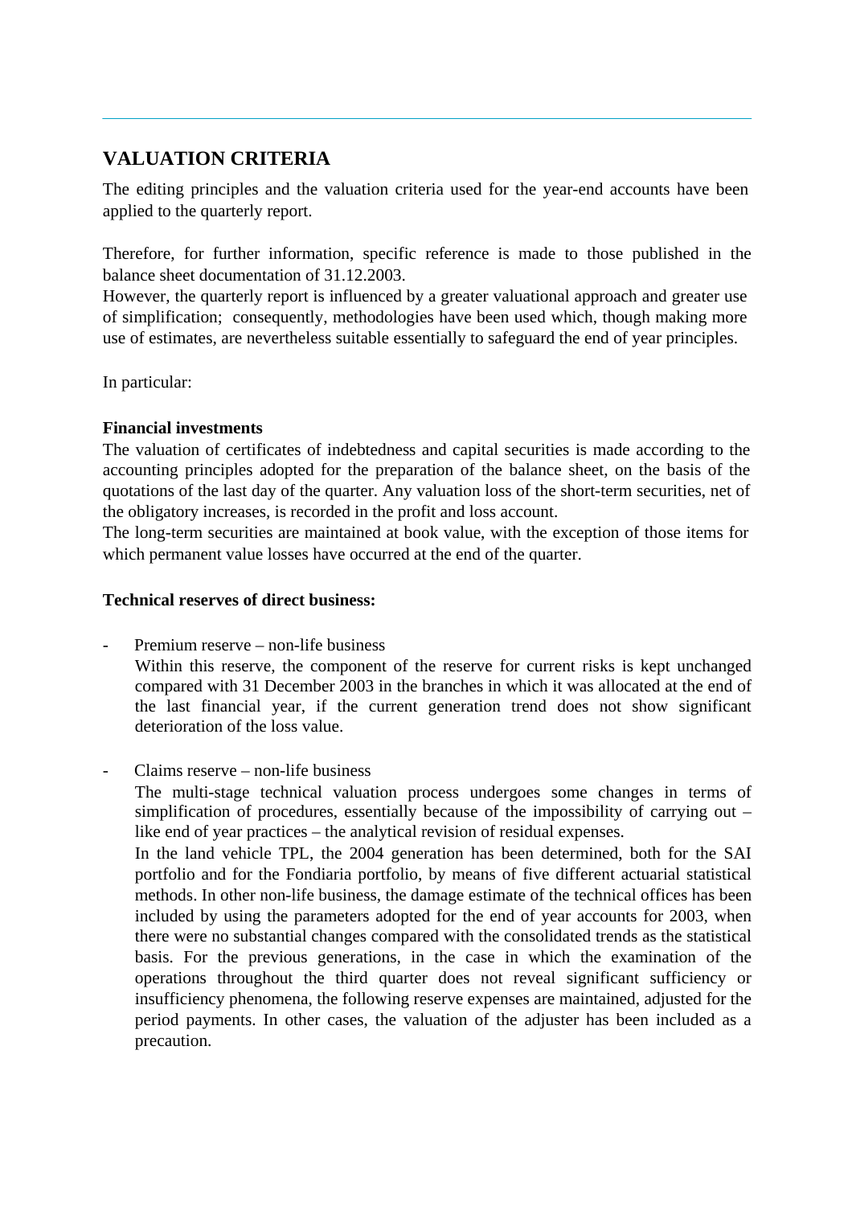## VALUATION CRITERIA

The editing principles and the valuation criteria used for the year-end accounts have been applied to the quarterly report.

Therefore, for further information, specific reference is made to those published in the balance sheet documentation of 31.12.2003.
However, the quarterly report is influenced by a greater valuational approach and greater use of simplification; consequently, methodologies have been used which, though making more use of estimates, are nevertheless suitable essentially to safeguard the end of year principles.

In particular:

**Financial investments**
The valuation of certificates of indebtedness and capital securities is made according to the accounting principles adopted for the preparation of the balance sheet, on the basis of the quotations of the last day of the quarter. Any valuation loss of the short-term securities, net of the obligatory increases, is recorded in the profit and loss account.
The long-term securities are maintained at book value, with the exception of those items for which permanent value losses have occurred at the end of the quarter.

**Technical reserves of direct business:**

- Premium reserve – non-life business
  Within this reserve, the component of the reserve for current risks is kept unchanged compared with 31 December 2003 in the branches in which it was allocated at the end of the last financial year, if the current generation trend does not show significant deterioration of the loss value.

- Claims reserve – non-life business
  The multi-stage technical valuation process undergoes some changes in terms of simplification of procedures, essentially because of the impossibility of carrying out – like end of year practices – the analytical revision of residual expenses.
  In the land vehicle TPL, the 2004 generation has been determined, both for the SAI portfolio and for the Fondiaria portfolio, by means of five different actuarial statistical methods. In other non-life business, the damage estimate of the technical offices has been included by using the parameters adopted for the end of year accounts for 2003, when there were no substantial changes compared with the consolidated trends as the statistical basis. For the previous generations, in the case in which the examination of the operations throughout the third quarter does not reveal significant sufficiency or insufficiency phenomena, the following reserve expenses are maintained, adjusted for the period payments. In other cases, the valuation of the adjuster has been included as a precaution.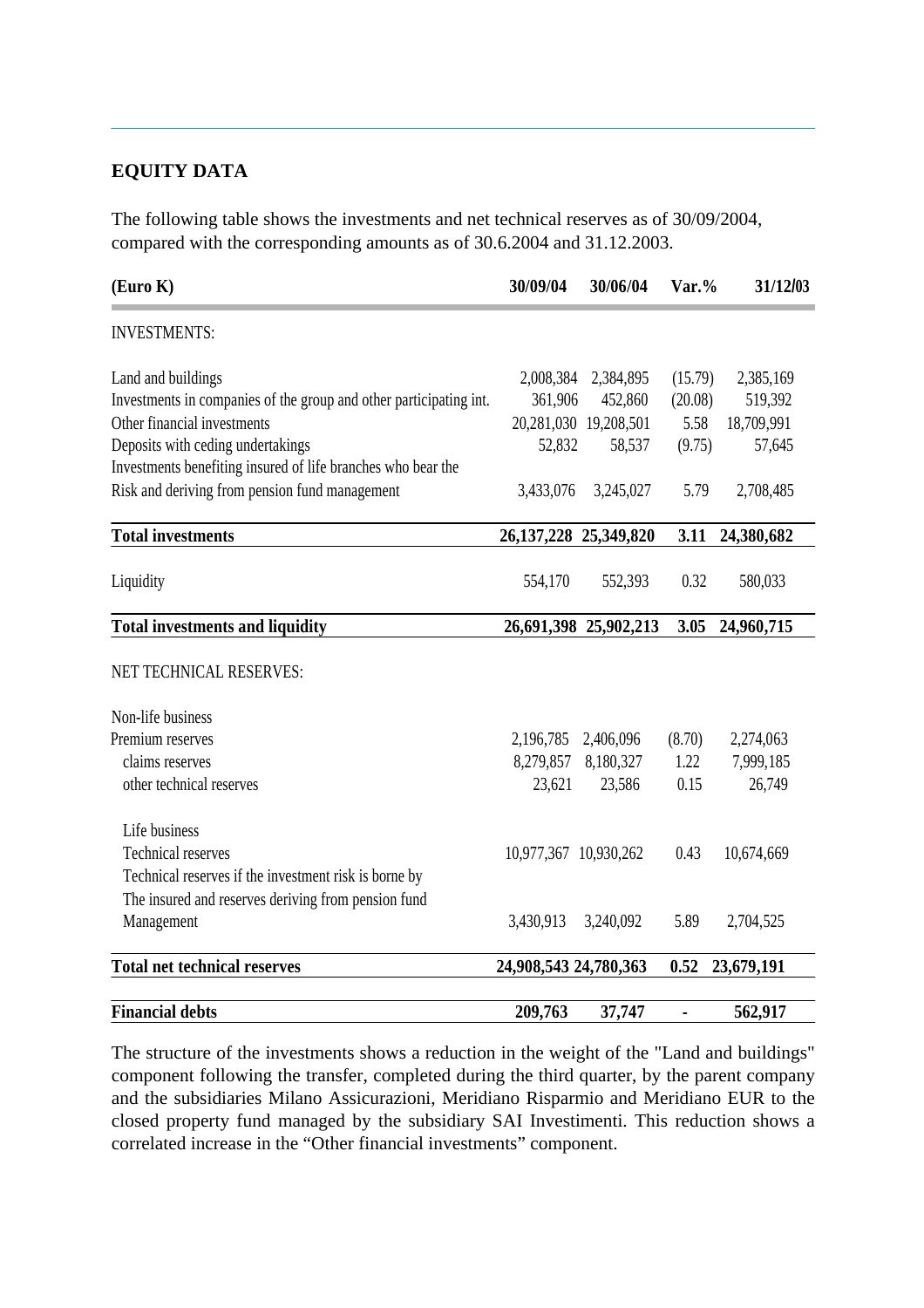## EQUITY DATA

The following table shows the investments and net technical reserves as of 30/09/2004, compared with the corresponding amounts as of 30.6.2004 and 31.12.2003.

| (Euro K) | 30/09/04 | 30/06/04 | Var.% | 31/12/03 |
|---|---|---|---|---|
| INVESTMENTS: | | | | |
| Land and buildings | 2,008,384 | 2,384,895 | (15.79) | 2,385,169 |
| Investments in companies of the group and other participating int. | 361,906 | 452,860 | (20.08) | 519,392 |
| Other financial investments | 20,281,030 | 19,208,501 | 5.58 | 18,709,991 |
| Deposits with ceding undertakings | 52,832 | 58,537 | (9.75) | 57,645 |
| Investments benefiting insured of life branches who bear the Risk and deriving from pension fund management | 3,433,076 | 3,245,027 | 5.79 | 2,708,485 |
| **Total investments** | **26,137,228** | **25,349,820** | **3.11** | **24,380,682** |
| Liquidity | 554,170 | 552,393 | 0.32 | 580,033 |
| **Total investments and liquidity** | **26,691,398** | **25,902,213** | **3.05** | **24,960,715** |
| NET TECHNICAL RESERVES: | | | | |
| Non-life business | | | | |
| Premium reserves | 2,196,785 | 2,406,096 | (8.70) | 2,274,063 |
| claims reserves | 8,279,857 | 8,180,327 | 1.22 | 7,999,185 |
| other technical reserves | 23,621 | 23,586 | 0.15 | 26,749 |
| Life business | | | | |
| Technical reserves | 10,977,367 | 10,930,262 | 0.43 | 10,674,669 |
| Technical reserves if the investment risk is borne by The insured and reserves deriving from pension fund Management | 3,430,913 | 3,240,092 | 5.89 | 2,704,525 |
| **Total net technical reserves** | **24,908,543** | **24,780,363** | **0.52** | **23,679,191** |
| **Financial debts** | **209,763** | **37,747** | **-** | **562,917** |

The structure of the investments shows a reduction in the weight of the "Land and buildings" component following the transfer, completed during the third quarter, by the parent company and the subsidiaries Milano Assicurazioni, Meridiano Risparmio and Meridiano EUR to the closed property fund managed by the subsidiary SAI Investimenti. This reduction shows a correlated increase in the "Other financial investments" component.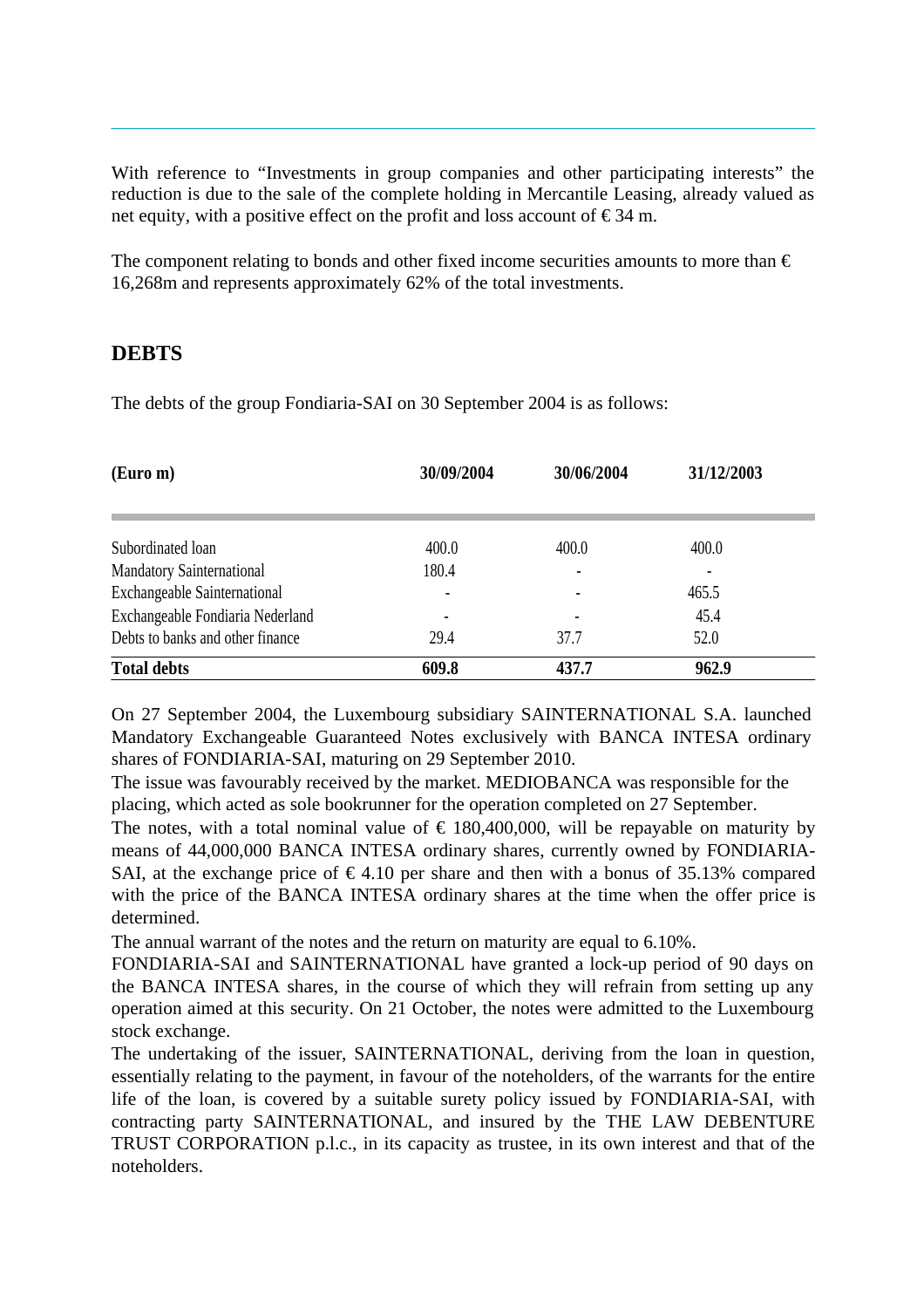With reference to “Investments in group companies and other participating interests” the reduction is due to the sale of the complete holding in Mercantile Leasing, already valued as net equity, with a positive effect on the profit and loss account of € 34 m.

The component relating to bonds and other fixed income securities amounts to more than € 16,268m and represents approximately 62% of the total investments.

## DEBTS

The debts of the group Fondiaria-SAI on 30 September 2004 is as follows:

| (Euro m) | 30/09/2004 | 30/06/2004 | 31/12/2003 |
|---|---|---|---|
| Subordinated loan | 400.0 | 400.0 | 400.0 |
| Mandatory Sainternational | 180.4 | - | - |
| Exchangeable Sainternational | - | - | 465.5 |
| Exchangeable Fondiaria Nederland | - | - | 45.4 |
| Debts to banks and other finance | 29.4 | 37.7 | 52.0 |
| **Total debts** | **609.8** | **437.7** | **962.9** |

On 27 September 2004, the Luxembourg subsidiary SAINTERNATIONAL S.A. launched Mandatory Exchangeable Guaranteed Notes exclusively with BANCA INTESA ordinary shares of FONDIARIA-SAI, maturing on 29 September 2010.
The issue was favourably received by the market. MEDIOBANCA was responsible for the placing, which acted as sole bookrunner for the operation completed on 27 September.
The notes, with a total nominal value of € 180,400,000, will be repayable on maturity by means of 44,000,000 BANCA INTESA ordinary shares, currently owned by FONDIARIA-SAI, at the exchange price of € 4.10 per share and then with a bonus of 35.13% compared with the price of the BANCA INTESA ordinary shares at the time when the offer price is determined.
The annual warrant of the notes and the return on maturity are equal to 6.10%.
FONDIARIA-SAI and SAINTERNATIONAL have granted a lock-up period of 90 days on the BANCA INTESA shares, in the course of which they will refrain from setting up any operation aimed at this security. On 21 October, the notes were admitted to the Luxembourg stock exchange.
The undertaking of the issuer, SAINTERNATIONAL, deriving from the loan in question, essentially relating to the payment, in favour of the noteholders, of the warrants for the entire life of the loan, is covered by a suitable surety policy issued by FONDIARIA-SAI, with contracting party SAINTERNATIONAL, and insured by the THE LAW DEBENTURE TRUST CORPORATION p.l.c., in its capacity as trustee, in its own interest and that of the noteholders.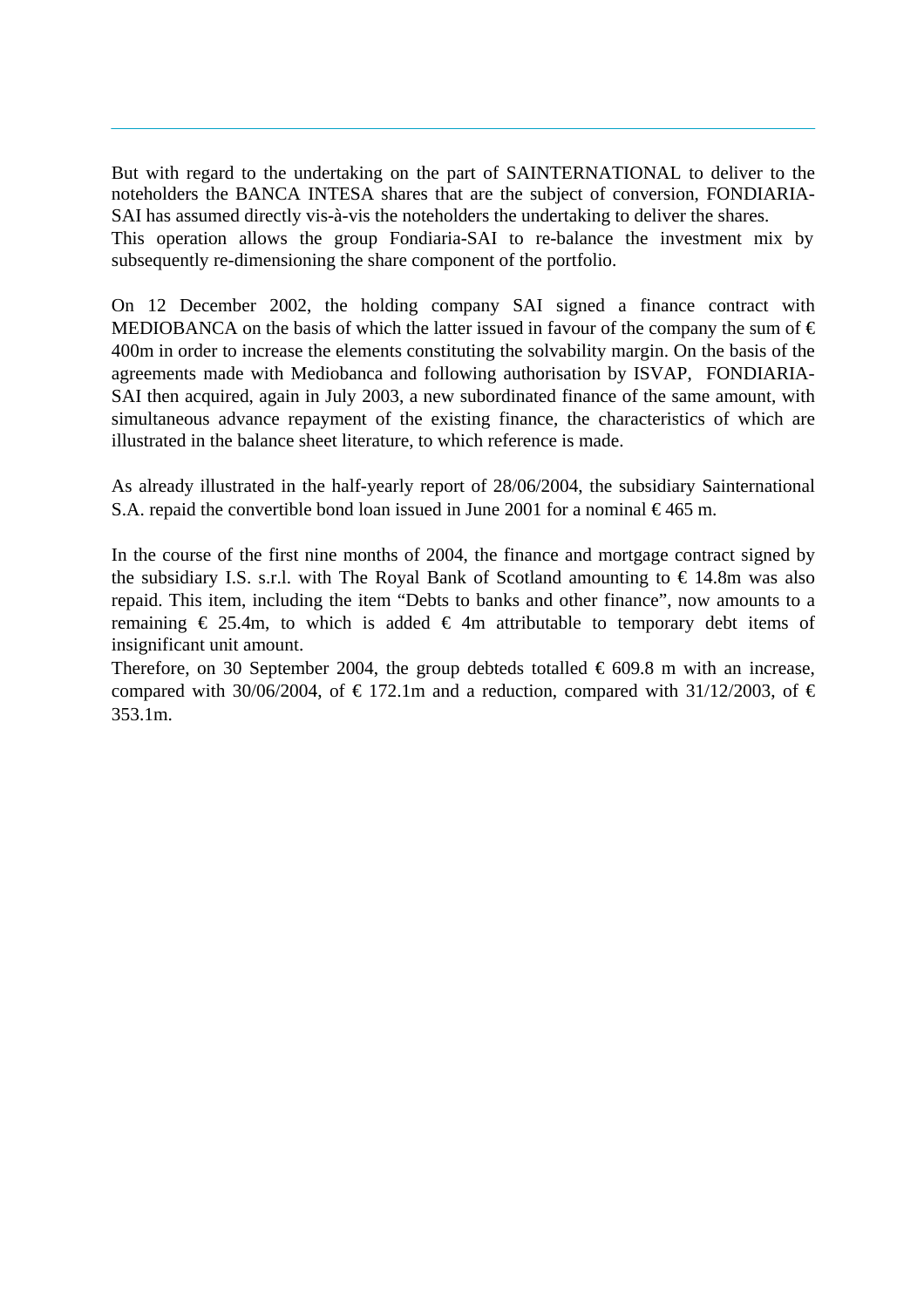But with regard to the undertaking on the part of SAINTERNATIONAL to deliver to the noteholders the BANCA INTESA shares that are the subject of conversion, FONDIARIA-SAI has assumed directly vis-à-vis the noteholders the undertaking to deliver the shares.
This operation allows the group Fondiaria-SAI to re-balance the investment mix by subsequently re-dimensioning the share component of the portfolio.

On 12 December 2002, the holding company SAI signed a finance contract with MEDIOBANCA on the basis of which the latter issued in favour of the company the sum of € 400m in order to increase the elements constituting the solvability margin. On the basis of the agreements made with Mediobanca and following authorisation by ISVAP, FONDIARIA-SAI then acquired, again in July 2003, a new subordinated finance of the same amount, with simultaneous advance repayment of the existing finance, the characteristics of which are illustrated in the balance sheet literature, to which reference is made.

As already illustrated in the half-yearly report of 28/06/2004, the subsidiary Sainternational S.A. repaid the convertible bond loan issued in June 2001 for a nominal € 465 m.

In the course of the first nine months of 2004, the finance and mortgage contract signed by the subsidiary I.S. s.r.l. with The Royal Bank of Scotland amounting to € 14.8m was also repaid. This item, including the item “Debts to banks and other finance”, now amounts to a remaining € 25.4m, to which is added € 4m attributable to temporary debt items of insignificant unit amount.
Therefore, on 30 September 2004, the group debteds totalled € 609.8 m with an increase, compared with 30/06/2004, of € 172.1m and a reduction, compared with 31/12/2003, of € 353.1m.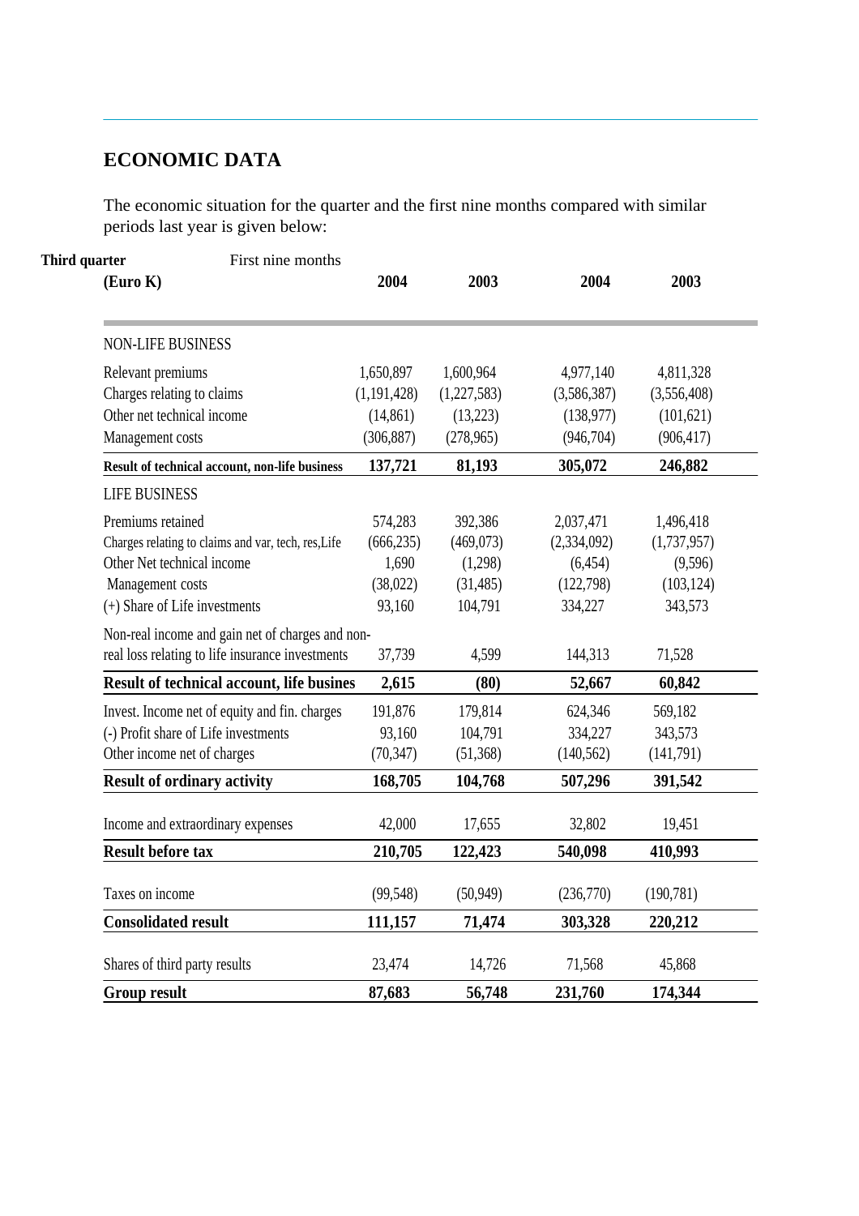## ECONOMIC DATA

The economic situation for the quarter and the first nine months compared with similar periods last year is given below:

| (Euro K) | Third quarter 2004 | Third quarter 2003 | First nine months 2004 | First nine months 2003 |
|---|---|---|---|---|
| NON-LIFE BUSINESS | | | | |
| Relevant premiums | 1,650,897 | 1,600,964 | 4,977,140 | 4,811,328 |
| Charges relating to claims | (1,191,428) | (1,227,583) | (3,586,387) | (3,556,408) |
| Other net technical income | (14,861) | (13,223) | (138,977) | (101,621) |
| Management costs | (306,887) | (278,965) | (946,704) | (906,417) |
| **Result of technical account, non-life business** | **137,721** | **81,193** | **305,072** | **246,882** |
| LIFE BUSINESS | | | | |
| Premiums retained | 574,283 | 392,386 | 2,037,471 | 1,496,418 |
| Charges relating to claims and var, tech, res,Life | (666,235) | (469,073) | (2,334,092) | (1,737,957) |
| Other Net technical income | 1,690 | (1,298) | (6,454) | (9,596) |
| Management costs | (38,022) | (31,485) | (122,798) | (103,124) |
| (+) Share of Life investments | 93,160 | 104,791 | 334,227 | 343,573 |
| Non-real income and gain net of charges and non-real loss relating to life insurance investments | 37,739 | 4,599 | 144,313 | 71,528 |
| **Result of technical account, life busines** | **2,615** | **(80)** | **52,667** | **60,842** |
| Invest. Income net of equity and fin. charges | 191,876 | 179,814 | 624,346 | 569,182 |
| (-) Profit share of Life investments | 93,160 | 104,791 | 334,227 | 343,573 |
| Other income net of charges | (70,347) | (51,368) | (140,562) | (141,791) |
| **Result of ordinary activity** | **168,705** | **104,768** | **507,296** | **391,542** |
| Income and extraordinary expenses | 42,000 | 17,655 | 32,802 | 19,451 |
| **Result before tax** | **210,705** | **122,423** | **540,098** | **410,993** |
| Taxes on income | (99,548) | (50,949) | (236,770) | (190,781) |
| **Consolidated result** | **111,157** | **71,474** | **303,328** | **220,212** |
| Shares of third party results | 23,474 | 14,726 | 71,568 | 45,868 |
| **Group result** | **87,683** | **56,748** | **231,760** | **174,344** |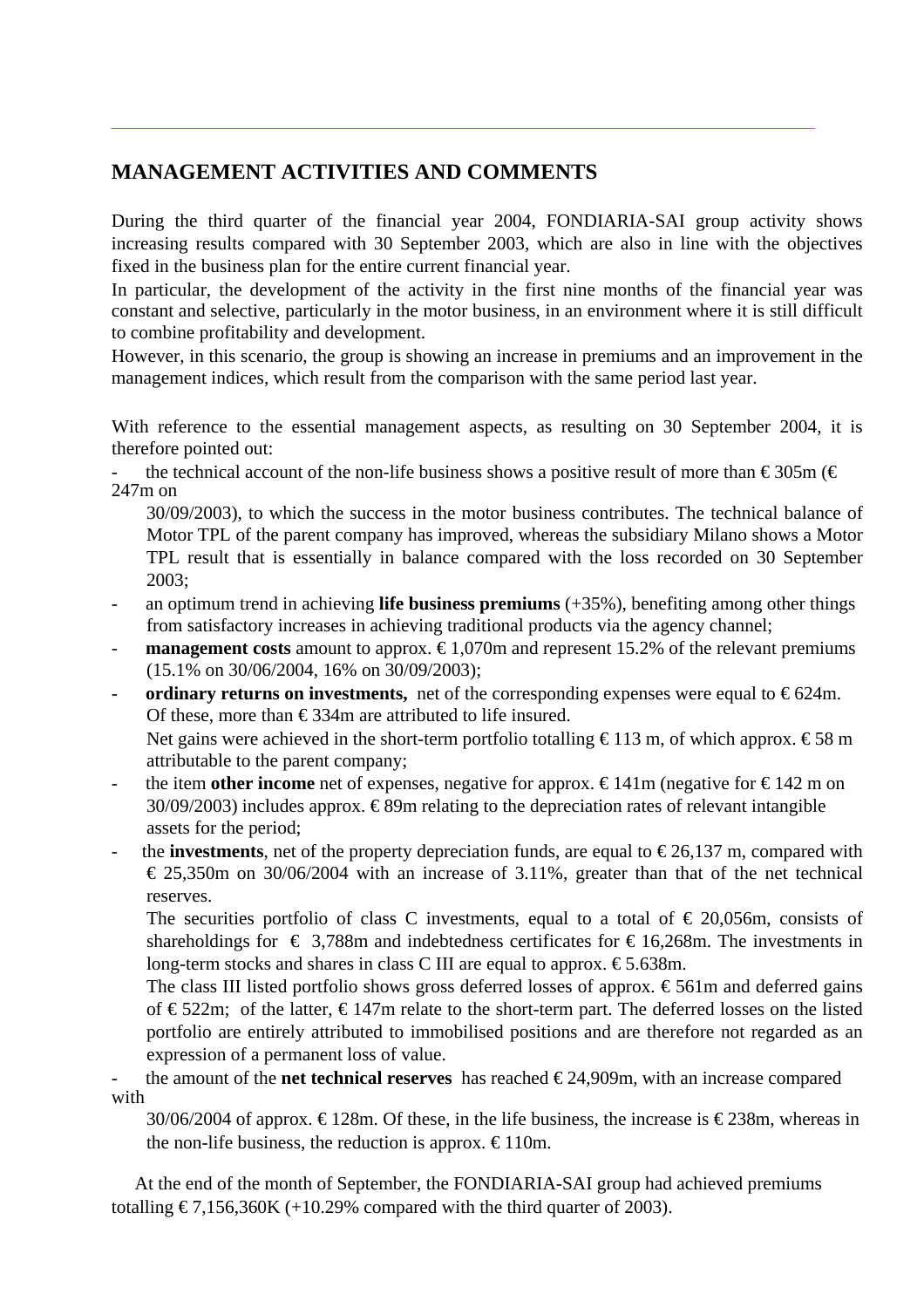## MANAGEMENT ACTIVITIES AND COMMENTS

During the third quarter of the financial year 2004, FONDIARIA-SAI group activity shows increasing results compared with 30 September 2003, which are also in line with the objectives fixed in the business plan for the entire current financial year.

In particular, the development of the activity in the first nine months of the financial year was constant and selective, particularly in the motor business, in an environment where it is still difficult to combine profitability and development.

However, in this scenario, the group is showing an increase in premiums and an improvement in the management indices, which result from the comparison with the same period last year.

With reference to the essential management aspects, as resulting on 30 September 2004, it is therefore pointed out:

- the technical account of the non-life business shows a positive result of more than € 305m (€ 247m on 30/09/2003), to which the success in the motor business contributes. The technical balance of Motor TPL of the parent company has improved, whereas the subsidiary Milano shows a Motor TPL result that is essentially in balance compared with the loss recorded on 30 September 2003;
- an optimum trend in achieving **life business premiums** (+35%), benefiting among other things from satisfactory increases in achieving traditional products via the agency channel;
- **management costs** amount to approx. € 1,070m and represent 15.2% of the relevant premiums (15.1% on 30/06/2004, 16% on 30/09/2003);
- **ordinary returns on investments,** net of the corresponding expenses were equal to € 624m. Of these, more than € 334m are attributed to life insured.

  Net gains were achieved in the short-term portfolio totalling € 113 m, of which approx. € 58 m attributable to the parent company;
- the item **other income** net of expenses, negative for approx. € 141m (negative for € 142 m on 30/09/2003) includes approx. € 89m relating to the depreciation rates of relevant intangible assets for the period;
- the **investments**, net of the property depreciation funds, are equal to € 26,137 m, compared with € 25,350m on 30/06/2004 with an increase of 3.11%, greater than that of the net technical reserves.

  The securities portfolio of class C investments, equal to a total of € 20,056m, consists of shareholdings for € 3,788m and indebtedness certificates for € 16,268m. The investments in long-term stocks and shares in class C III are equal to approx. € 5.638m.

  The class III listed portfolio shows gross deferred losses of approx. € 561m and deferred gains of € 522m; of the latter, € 147m relate to the short-term part. The deferred losses on the listed portfolio are entirely attributed to immobilised positions and are therefore not regarded as an expression of a permanent loss of value.
- the amount of the **net technical reserves** has reached € 24,909m, with an increase compared with 30/06/2004 of approx. € 128m. Of these, in the life business, the increase is € 238m, whereas in the non-life business, the reduction is approx. € 110m.

At the end of the month of September, the FONDIARIA-SAI group had achieved premiums totalling € 7,156,360K (+10.29% compared with the third quarter of 2003).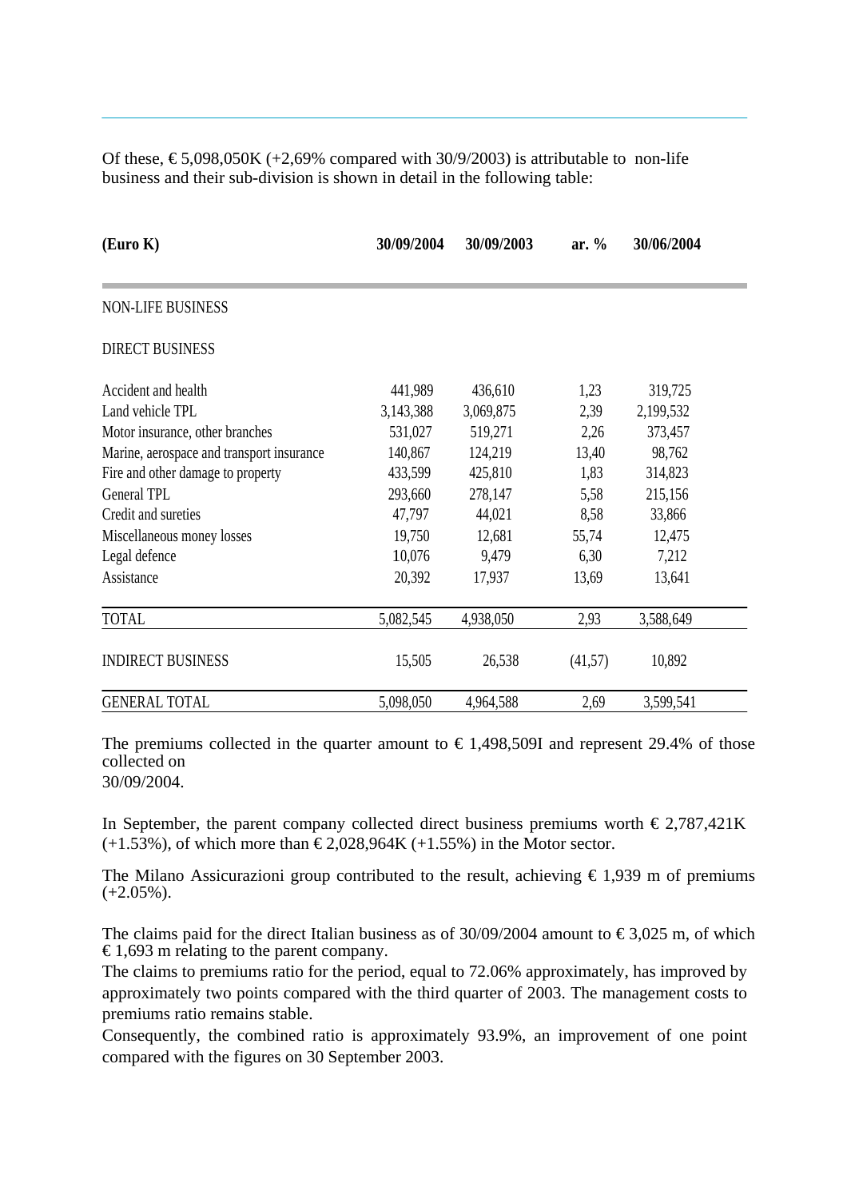Of these, € 5,098,050K (+2,69% compared with 30/9/2003) is attributable to non-life business and their sub-division is shown in detail in the following table:

| (Euro K) | 30/09/2004 | 30/09/2003 | ar. % | 30/06/2004 |
|---|---|---|---|---|
| NON-LIFE BUSINESS | | | | |
| DIRECT BUSINESS | | | | |
| Accident and health | 441,989 | 436,610 | 1,23 | 319,725 |
| Land vehicle TPL | 3,143,388 | 3,069,875 | 2,39 | 2,199,532 |
| Motor insurance, other branches | 531,027 | 519,271 | 2,26 | 373,457 |
| Marine, aerospace and transport insurance | 140,867 | 124,219 | 13,40 | 98,762 |
| Fire and other damage to property | 433,599 | 425,810 | 1,83 | 314,823 |
| General TPL | 293,660 | 278,147 | 5,58 | 215,156 |
| Credit and sureties | 47,797 | 44,021 | 8,58 | 33,866 |
| Miscellaneous money losses | 19,750 | 12,681 | 55,74 | 12,475 |
| Legal defence | 10,076 | 9,479 | 6,30 | 7,212 |
| Assistance | 20,392 | 17,937 | 13,69 | 13,641 |
| TOTAL | 5,082,545 | 4,938,050 | 2,93 | 3,588,649 |
| INDIRECT BUSINESS | 15,505 | 26,538 | (41,57) | 10,892 |
| GENERAL TOTAL | 5,098,050 | 4,964,588 | 2,69 | 3,599,541 |

The premiums collected in the quarter amount to € 1,498,509I and represent 29.4% of those collected on
30/09/2004.

In September, the parent company collected direct business premiums worth € 2,787,421K (+1.53%), of which more than € 2,028,964K (+1.55%) in the Motor sector.

The Milano Assicurazioni group contributed to the result, achieving € 1,939 m of premiums (+2.05%).

The claims paid for the direct Italian business as of 30/09/2004 amount to € 3,025 m, of which € 1,693 m relating to the parent company.
The claims to premiums ratio for the period, equal to 72.06% approximately, has improved by approximately two points compared with the third quarter of 2003. The management costs to premiums ratio remains stable.
Consequently, the combined ratio is approximately 93.9%, an improvement of one point compared with the figures on 30 September 2003.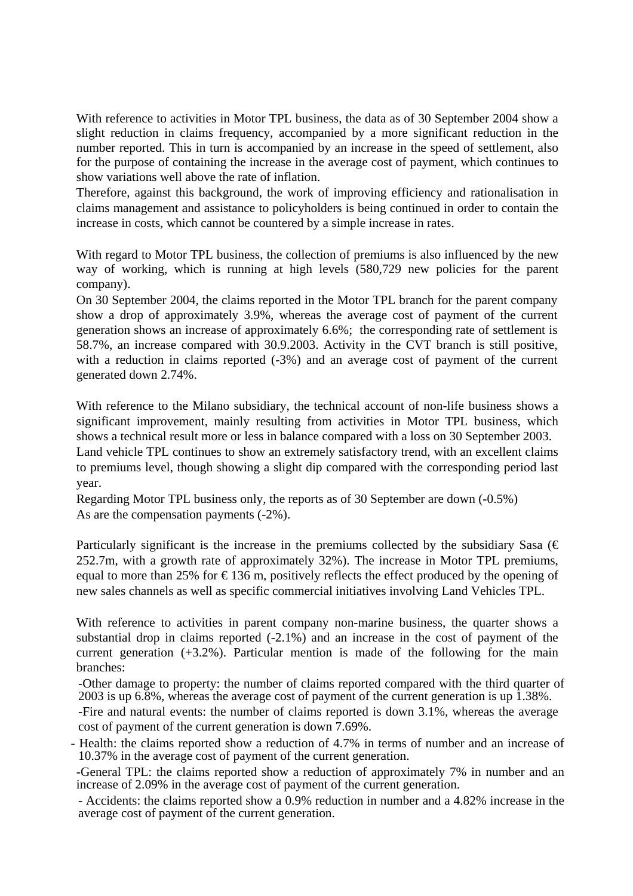With reference to activities in Motor TPL business, the data as of 30 September 2004 show a slight reduction in claims frequency, accompanied by a more significant reduction in the number reported. This in turn is accompanied by an increase in the speed of settlement, also for the purpose of containing the increase in the average cost of payment, which continues to show variations well above the rate of inflation.

Therefore, against this background, the work of improving efficiency and rationalisation in claims management and assistance to policyholders is being continued in order to contain the increase in costs, which cannot be countered by a simple increase in rates.

With regard to Motor TPL business, the collection of premiums is also influenced by the new way of working, which is running at high levels (580,729 new policies for the parent company).

On 30 September 2004, the claims reported in the Motor TPL branch for the parent company show a drop of approximately 3.9%, whereas the average cost of payment of the current generation shows an increase of approximately 6.6%; the corresponding rate of settlement is 58.7%, an increase compared with 30.9.2003. Activity in the CVT branch is still positive, with a reduction in claims reported (-3%) and an average cost of payment of the current generated down 2.74%.

With reference to the Milano subsidiary, the technical account of non-life business shows a significant improvement, mainly resulting from activities in Motor TPL business, which shows a technical result more or less in balance compared with a loss on 30 September 2003.

Land vehicle TPL continues to show an extremely satisfactory trend, with an excellent claims to premiums level, though showing a slight dip compared with the corresponding period last year.

Regarding Motor TPL business only, the reports as of 30 September are down (-0.5%)
As are the compensation payments (-2%).

Particularly significant is the increase in the premiums collected by the subsidiary Sasa (€ 252.7m, with a growth rate of approximately 32%). The increase in Motor TPL premiums, equal to more than 25% for € 136 m, positively reflects the effect produced by the opening of new sales channels as well as specific commercial initiatives involving Land Vehicles TPL.

With reference to activities in parent company non-marine business, the quarter shows a substantial drop in claims reported (-2.1%) and an increase in the cost of payment of the current generation (+3.2%). Particular mention is made of the following for the main branches:

- Other damage to property: the number of claims reported compared with the third quarter of 2003 is up 6.8%, whereas the average cost of payment of the current generation is up 1.38%.
- Fire and natural events: the number of claims reported is down 3.1%, whereas the average cost of payment of the current generation is down 7.69%.
- Health: the claims reported show a reduction of 4.7% in terms of number and an increase of 10.37% in the average cost of payment of the current generation.
- General TPL: the claims reported show a reduction of approximately 7% in number and an increase of 2.09% in the average cost of payment of the current generation.
- Accidents: the claims reported show a 0.9% reduction in number and a 4.82% increase in the average cost of payment of the current generation.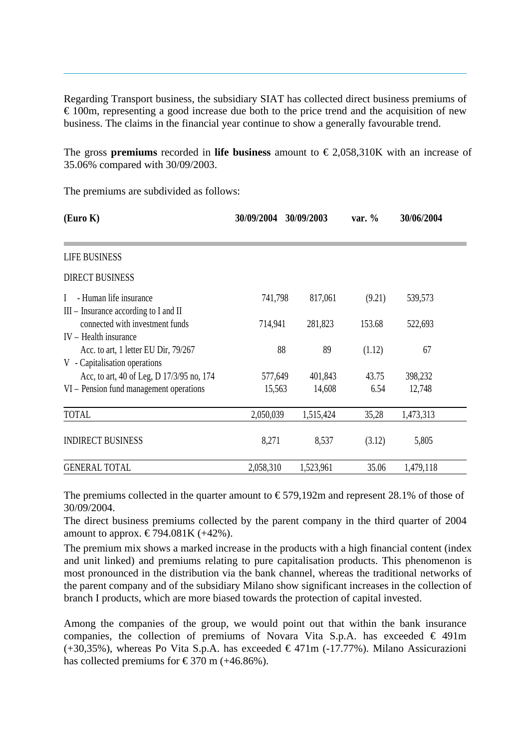Regarding Transport business, the subsidiary SIAT has collected direct business premiums of € 100m, representing a good increase due both to the price trend and the acquisition of new business. The claims in the financial year continue to show a generally favourable trend.

The gross **premiums** recorded in **life business** amount to € 2,058,310K with an increase of 35.06% compared with 30/09/2003.

The premiums are subdivided as follows:

| (Euro K) | 30/09/2004 | 30/09/2003 | var. % | 30/06/2004 |
|---|---|---|---|---|
| LIFE BUSINESS | | | | |
| DIRECT BUSINESS | | | | |
| I - Human life insurance | 741,798 | 817,061 | (9.21) | 539,573 |
| III – Insurance according to I and II connected with investment funds | 714,941 | 281,823 | 153.68 | 522,693 |
| IV – Health insurance Acc. to art, 1 letter EU Dir, 79/267 | 88 | 89 | (1.12) | 67 |
| V - Capitalisation operations Acc, to art, 40 of Leg, D 17/3/95 no, 174 | 577,649 | 401,843 | 43.75 | 398,232 |
| VI – Pension fund management operations | 15,563 | 14,608 | 6.54 | 12,748 |
| TOTAL | 2,050,039 | 1,515,424 | 35,28 | 1,473,313 |
| INDIRECT BUSINESS | 8,271 | 8,537 | (3.12) | 5,805 |
| GENERAL TOTAL | 2,058,310 | 1,523,961 | 35.06 | 1,479,118 |

The premiums collected in the quarter amount to € 579,192m and represent 28.1% of those of 30/09/2004.
The direct business premiums collected by the parent company in the third quarter of 2004 amount to approx. € 794.081K (+42%).
The premium mix shows a marked increase in the products with a high financial content (index and unit linked) and premiums relating to pure capitalisation products. This phenomenon is most pronounced in the distribution via the bank channel, whereas the traditional networks of the parent company and of the subsidiary Milano show significant increases in the collection of branch I products, which are more biased towards the protection of capital invested.

Among the companies of the group, we would point out that within the bank insurance companies, the collection of premiums of Novara Vita S.p.A. has exceeded € 491m (+30,35%), whereas Po Vita S.p.A. has exceeded € 471m (-17.77%). Milano Assicurazioni has collected premiums for € 370 m (+46.86%).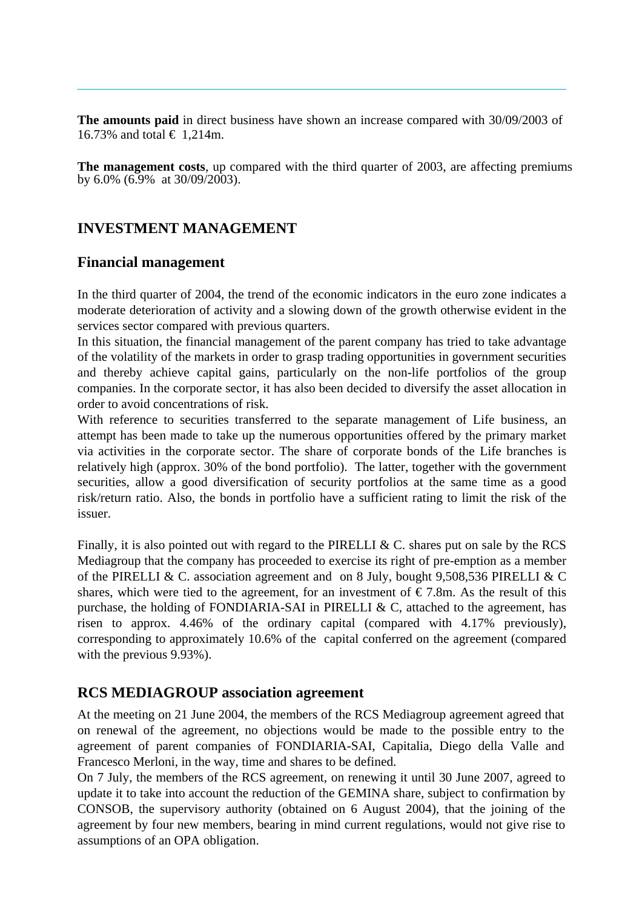**The amounts paid** in direct business have shown an increase compared with 30/09/2003 of 16.73% and total € 1,214m.

**The management costs**, up compared with the third quarter of 2003, are affecting premiums by 6.0% (6.9% at 30/09/2003).

## INVESTMENT MANAGEMENT

### Financial management

In the third quarter of 2004, the trend of the economic indicators in the euro zone indicates a moderate deterioration of activity and a slowing down of the growth otherwise evident in the services sector compared with previous quarters.
In this situation, the financial management of the parent company has tried to take advantage of the volatility of the markets in order to grasp trading opportunities in government securities and thereby achieve capital gains, particularly on the non-life portfolios of the group companies. In the corporate sector, it has also been decided to diversify the asset allocation in order to avoid concentrations of risk.
With reference to securities transferred to the separate management of Life business, an attempt has been made to take up the numerous opportunities offered by the primary market via activities in the corporate sector. The share of corporate bonds of the Life branches is relatively high (approx. 30% of the bond portfolio). The latter, together with the government securities, allow a good diversification of security portfolios at the same time as a good risk/return ratio. Also, the bonds in portfolio have a sufficient rating to limit the risk of the issuer.

Finally, it is also pointed out with regard to the PIRELLI & C. shares put on sale by the RCS Mediagroup that the company has proceeded to exercise its right of pre-emption as a member of the PIRELLI & C. association agreement and on 8 July, bought 9,508,536 PIRELLI & C shares, which were tied to the agreement, for an investment of € 7.8m. As the result of this purchase, the holding of FONDIARIA-SAI in PIRELLI & C, attached to the agreement, has risen to approx. 4.46% of the ordinary capital (compared with 4.17% previously), corresponding to approximately 10.6% of the capital conferred on the agreement (compared with the previous 9.93%).

### RCS MEDIAGROUP association agreement

At the meeting on 21 June 2004, the members of the RCS Mediagroup agreement agreed that on renewal of the agreement, no objections would be made to the possible entry to the agreement of parent companies of FONDIARIA-SAI, Capitalia, Diego della Valle and Francesco Merloni, in the way, time and shares to be defined.
On 7 July, the members of the RCS agreement, on renewing it until 30 June 2007, agreed to update it to take into account the reduction of the GEMINA share, subject to confirmation by CONSOB, the supervisory authority (obtained on 6 August 2004), that the joining of the agreement by four new members, bearing in mind current regulations, would not give rise to assumptions of an OPA obligation.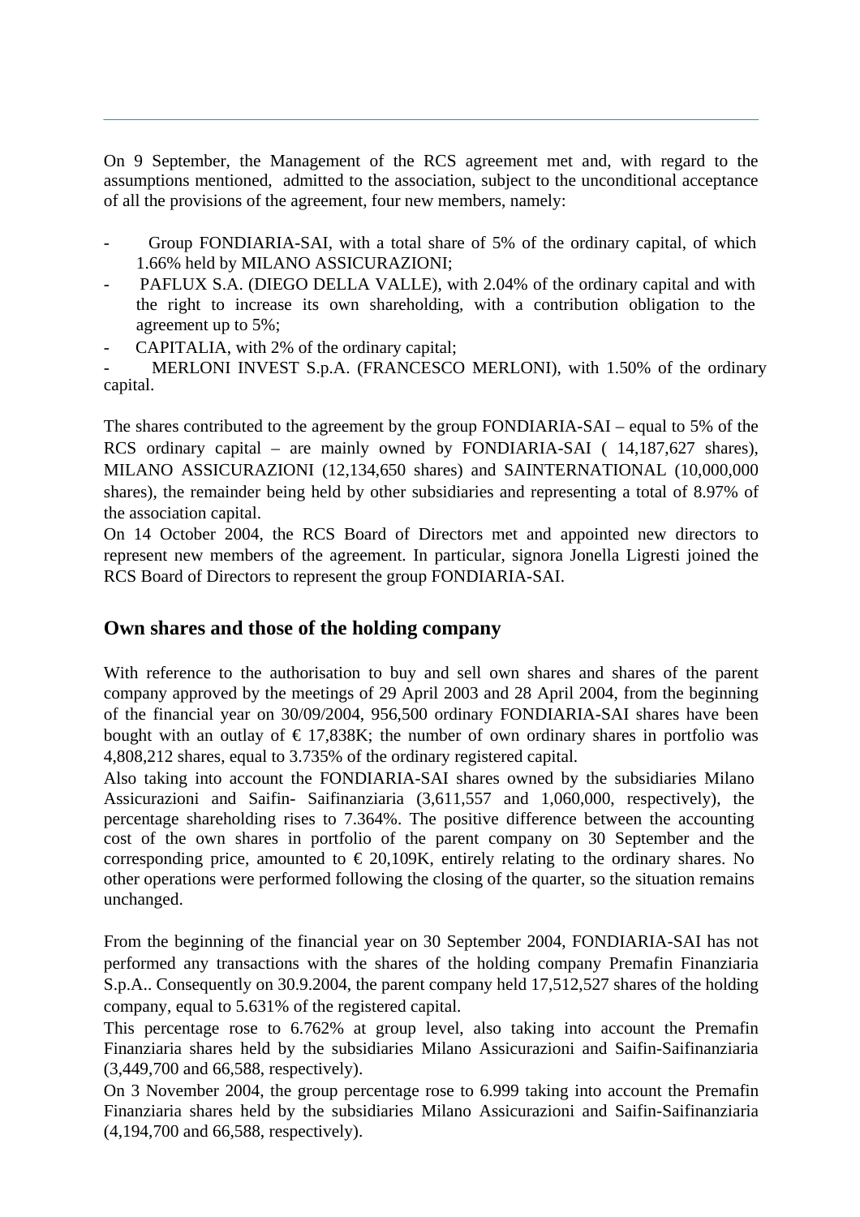On 9 September, the Management of the RCS agreement met and, with regard to the assumptions mentioned, admitted to the association, subject to the unconditional acceptance of all the provisions of the agreement, four new members, namely:

- Group FONDIARIA-SAI, with a total share of 5% of the ordinary capital, of which 1.66% held by MILANO ASSICURAZIONI;
- PAFLUX S.A. (DIEGO DELLA VALLE), with 2.04% of the ordinary capital and with the right to increase its own shareholding, with a contribution obligation to the agreement up to 5%;
- CAPITALIA, with 2% of the ordinary capital;
- MERLONI INVEST S.p.A. (FRANCESCO MERLONI), with 1.50% of the ordinary capital.

The shares contributed to the agreement by the group FONDIARIA-SAI – equal to 5% of the RCS ordinary capital – are mainly owned by FONDIARIA-SAI ( 14,187,627 shares), MILANO ASSICURAZIONI (12,134,650 shares) and SAINTERNATIONAL (10,000,000 shares), the remainder being held by other subsidiaries and representing a total of 8.97% of the association capital.

On 14 October 2004, the RCS Board of Directors met and appointed new directors to represent new members of the agreement. In particular, signora Jonella Ligresti joined the RCS Board of Directors to represent the group FONDIARIA-SAI.

## Own shares and those of the holding company

With reference to the authorisation to buy and sell own shares and shares of the parent company approved by the meetings of 29 April 2003 and 28 April 2004, from the beginning of the financial year on 30/09/2004, 956,500 ordinary FONDIARIA-SAI shares have been bought with an outlay of € 17,838K; the number of own ordinary shares in portfolio was 4,808,212 shares, equal to 3.735% of the ordinary registered capital.

Also taking into account the FONDIARIA-SAI shares owned by the subsidiaries Milano Assicurazioni and Saifin- Saifinanziaria (3,611,557 and 1,060,000, respectively), the percentage shareholding rises to 7.364%. The positive difference between the accounting cost of the own shares in portfolio of the parent company on 30 September and the corresponding price, amounted to € 20,109K, entirely relating to the ordinary shares. No other operations were performed following the closing of the quarter, so the situation remains unchanged.

From the beginning of the financial year on 30 September 2004, FONDIARIA-SAI has not performed any transactions with the shares of the holding company Premafin Finanziaria S.p.A.. Consequently on 30.9.2004, the parent company held 17,512,527 shares of the holding company, equal to 5.631% of the registered capital.

This percentage rose to 6.762% at group level, also taking into account the Premafin Finanziaria shares held by the subsidiaries Milano Assicurazioni and Saifin-Saifinanziaria (3,449,700 and 66,588, respectively).

On 3 November 2004, the group percentage rose to 6.999 taking into account the Premafin Finanziaria shares held by the subsidiaries Milano Assicurazioni and Saifin-Saifinanziaria (4,194,700 and 66,588, respectively).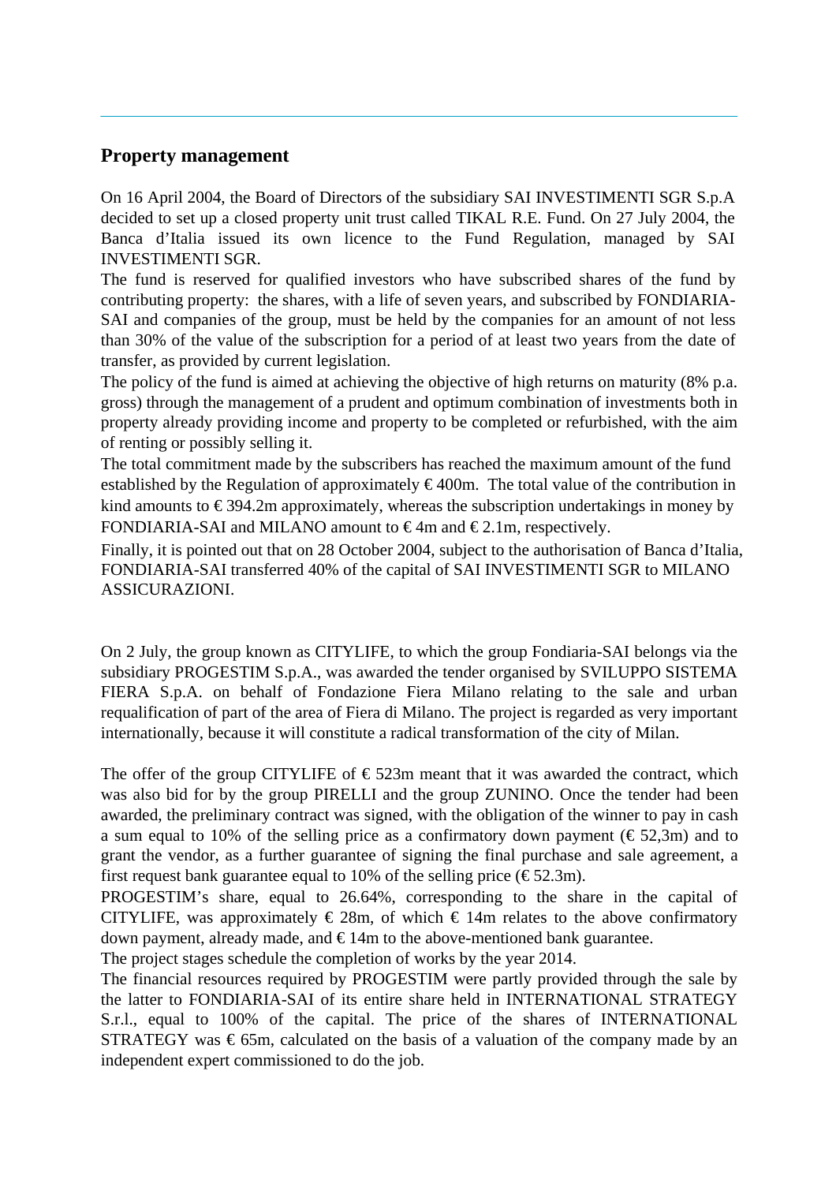## Property management

On 16 April 2004, the Board of Directors of the subsidiary SAI INVESTIMENTI SGR S.p.A decided to set up a closed property unit trust called TIKAL R.E. Fund. On 27 July 2004, the Banca d'Italia issued its own licence to the Fund Regulation, managed by SAI INVESTIMENTI SGR.

The fund is reserved for qualified investors who have subscribed shares of the fund by contributing property: the shares, with a life of seven years, and subscribed by FONDIARIA-SAI and companies of the group, must be held by the companies for an amount of not less than 30% of the value of the subscription for a period of at least two years from the date of transfer, as provided by current legislation.

The policy of the fund is aimed at achieving the objective of high returns on maturity (8% p.a. gross) through the management of a prudent and optimum combination of investments both in property already providing income and property to be completed or refurbished, with the aim of renting or possibly selling it.

The total commitment made by the subscribers has reached the maximum amount of the fund established by the Regulation of approximately € 400m. The total value of the contribution in kind amounts to € 394.2m approximately, whereas the subscription undertakings in money by FONDIARIA-SAI and MILANO amount to € 4m and € 2.1m, respectively.

Finally, it is pointed out that on 28 October 2004, subject to the authorisation of Banca d'Italia, FONDIARIA-SAI transferred 40% of the capital of SAI INVESTIMENTI SGR to MILANO ASSICURAZIONI.

On 2 July, the group known as CITYLIFE, to which the group Fondiaria-SAI belongs via the subsidiary PROGESTIM S.p.A., was awarded the tender organised by SVILUPPO SISTEMA FIERA S.p.A. on behalf of Fondazione Fiera Milano relating to the sale and urban requalification of part of the area of Fiera di Milano. The project is regarded as very important internationally, because it will constitute a radical transformation of the city of Milan.

The offer of the group CITYLIFE of € 523m meant that it was awarded the contract, which was also bid for by the group PIRELLI and the group ZUNINO. Once the tender had been awarded, the preliminary contract was signed, with the obligation of the winner to pay in cash a sum equal to 10% of the selling price as a confirmatory down payment (€ 52,3m) and to grant the vendor, as a further guarantee of signing the final purchase and sale agreement, a first request bank guarantee equal to 10% of the selling price (€ 52.3m).

PROGESTIM's share, equal to 26.64%, corresponding to the share in the capital of CITYLIFE, was approximately € 28m, of which € 14m relates to the above confirmatory down payment, already made, and € 14m to the above-mentioned bank guarantee.

The project stages schedule the completion of works by the year 2014.

The financial resources required by PROGESTIM were partly provided through the sale by the latter to FONDIARIA-SAI of its entire share held in INTERNATIONAL STRATEGY S.r.l., equal to 100% of the capital. The price of the shares of INTERNATIONAL STRATEGY was € 65m, calculated on the basis of a valuation of the company made by an independent expert commissioned to do the job.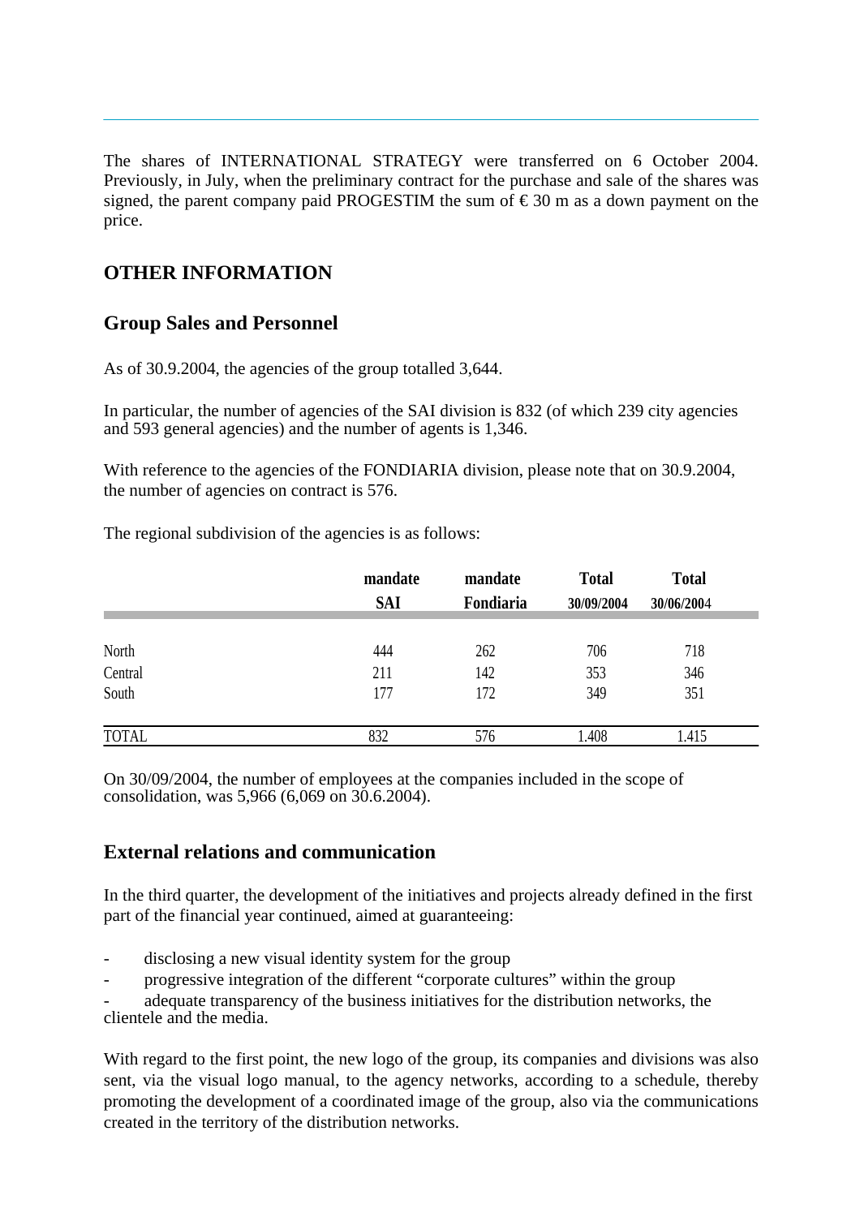The shares of INTERNATIONAL STRATEGY were transferred on 6 October 2004. Previously, in July, when the preliminary contract for the purchase and sale of the shares was signed, the parent company paid PROGESTIM the sum of € 30 m as a down payment on the price.

## OTHER INFORMATION

### Group Sales and Personnel

As of 30.9.2004, the agencies of the group totalled 3,644.

In particular, the number of agencies of the SAI division is 832 (of which 239 city agencies and 593 general agencies) and the number of agents is 1,346.

With reference to the agencies of the FONDIARIA division, please note that on 30.9.2004, the number of agencies on contract is 576.

The regional subdivision of the agencies is as follows:

| | mandate SAI | mandate Fondiaria | Total 30/09/2004 | Total 30/06/2004 |
|---|---|---|---|---|
| North | 444 | 262 | 706 | 718 |
| Central | 211 | 142 | 353 | 346 |
| South | 177 | 172 | 349 | 351 |
| TOTAL | 832 | 576 | 1.408 | 1.415 |

On 30/09/2004, the number of employees at the companies included in the scope of consolidation, was 5,966 (6,069 on 30.6.2004).

### External relations and communication

In the third quarter, the development of the initiatives and projects already defined in the first part of the financial year continued, aimed at guaranteeing:

- disclosing a new visual identity system for the group
- progressive integration of the different "corporate cultures" within the group
- adequate transparency of the business initiatives for the distribution networks, the clientele and the media.

With regard to the first point, the new logo of the group, its companies and divisions was also sent, via the visual logo manual, to the agency networks, according to a schedule, thereby promoting the development of a coordinated image of the group, also via the communications created in the territory of the distribution networks.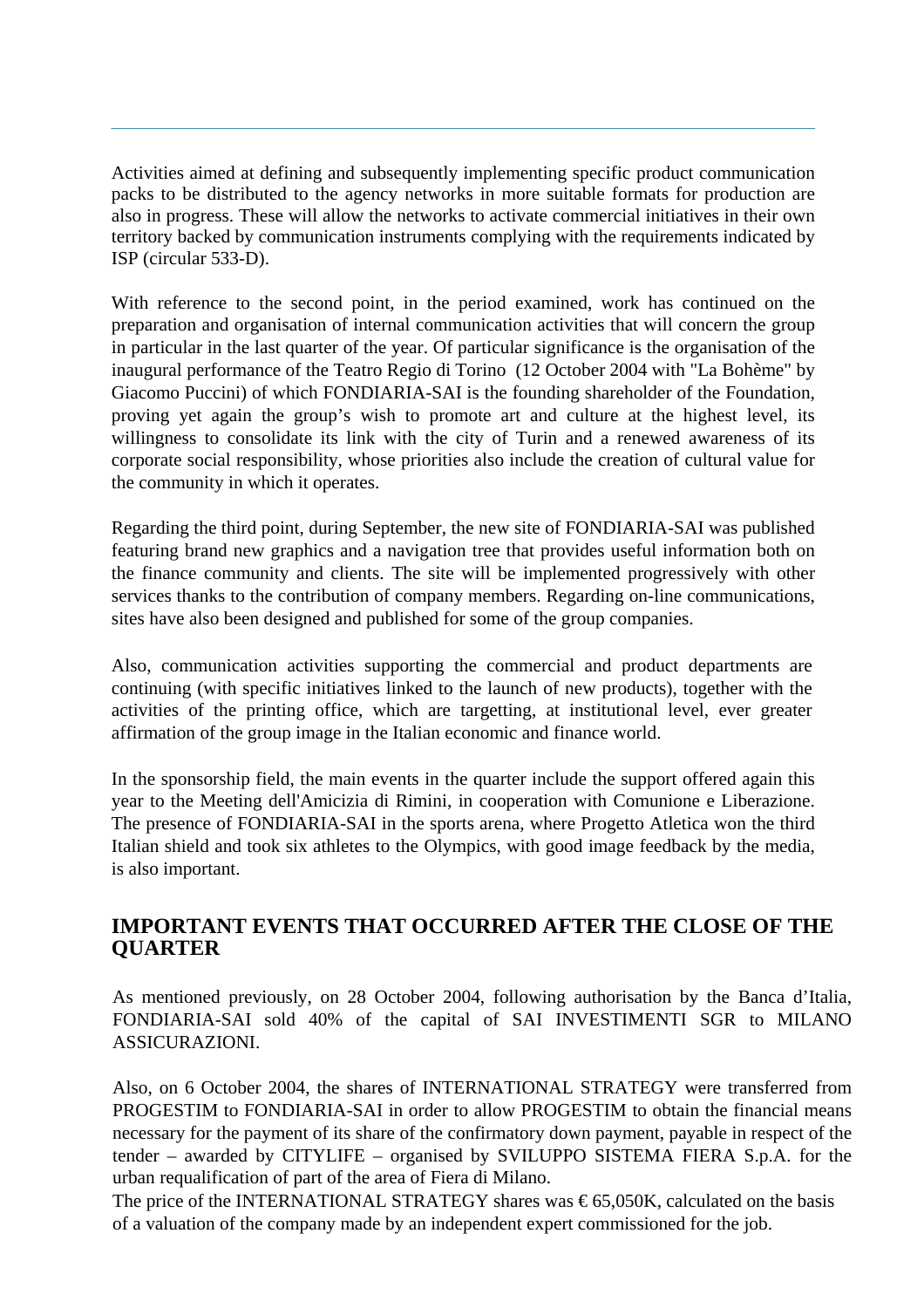Activities aimed at defining and subsequently implementing specific product communication packs to be distributed to the agency networks in more suitable formats for production are also in progress. These will allow the networks to activate commercial initiatives in their own territory backed by communication instruments complying with the requirements indicated by ISP (circular 533-D).

With reference to the second point, in the period examined, work has continued on the preparation and organisation of internal communication activities that will concern the group in particular in the last quarter of the year. Of particular significance is the organisation of the inaugural performance of the Teatro Regio di Torino (12 October 2004 with "La Bohème" by Giacomo Puccini) of which FONDIARIA-SAI is the founding shareholder of the Foundation, proving yet again the group's wish to promote art and culture at the highest level, its willingness to consolidate its link with the city of Turin and a renewed awareness of its corporate social responsibility, whose priorities also include the creation of cultural value for the community in which it operates.

Regarding the third point, during September, the new site of FONDIARIA-SAI was published featuring brand new graphics and a navigation tree that provides useful information both on the finance community and clients. The site will be implemented progressively with other services thanks to the contribution of company members. Regarding on-line communications, sites have also been designed and published for some of the group companies.

Also, communication activities supporting the commercial and product departments are continuing (with specific initiatives linked to the launch of new products), together with the activities of the printing office, which are targetting, at institutional level, ever greater affirmation of the group image in the Italian economic and finance world.

In the sponsorship field, the main events in the quarter include the support offered again this year to the Meeting dell'Amicizia di Rimini, in cooperation with Comunione e Liberazione. The presence of FONDIARIA-SAI in the sports arena, where Progetto Atletica won the third Italian shield and took six athletes to the Olympics, with good image feedback by the media, is also important.

## IMPORTANT EVENTS THAT OCCURRED AFTER THE CLOSE OF THE QUARTER

As mentioned previously, on 28 October 2004, following authorisation by the Banca d'Italia, FONDIARIA-SAI sold 40% of the capital of SAI INVESTIMENTI SGR to MILANO ASSICURAZIONI.

Also, on 6 October 2004, the shares of INTERNATIONAL STRATEGY were transferred from PROGESTIM to FONDIARIA-SAI in order to allow PROGESTIM to obtain the financial means necessary for the payment of its share of the confirmatory down payment, payable in respect of the tender – awarded by CITYLIFE – organised by SVILUPPO SISTEMA FIERA S.p.A. for the urban requalification of part of the area of Fiera di Milano.
The price of the INTERNATIONAL STRATEGY shares was € 65,050K, calculated on the basis of a valuation of the company made by an independent expert commissioned for the job.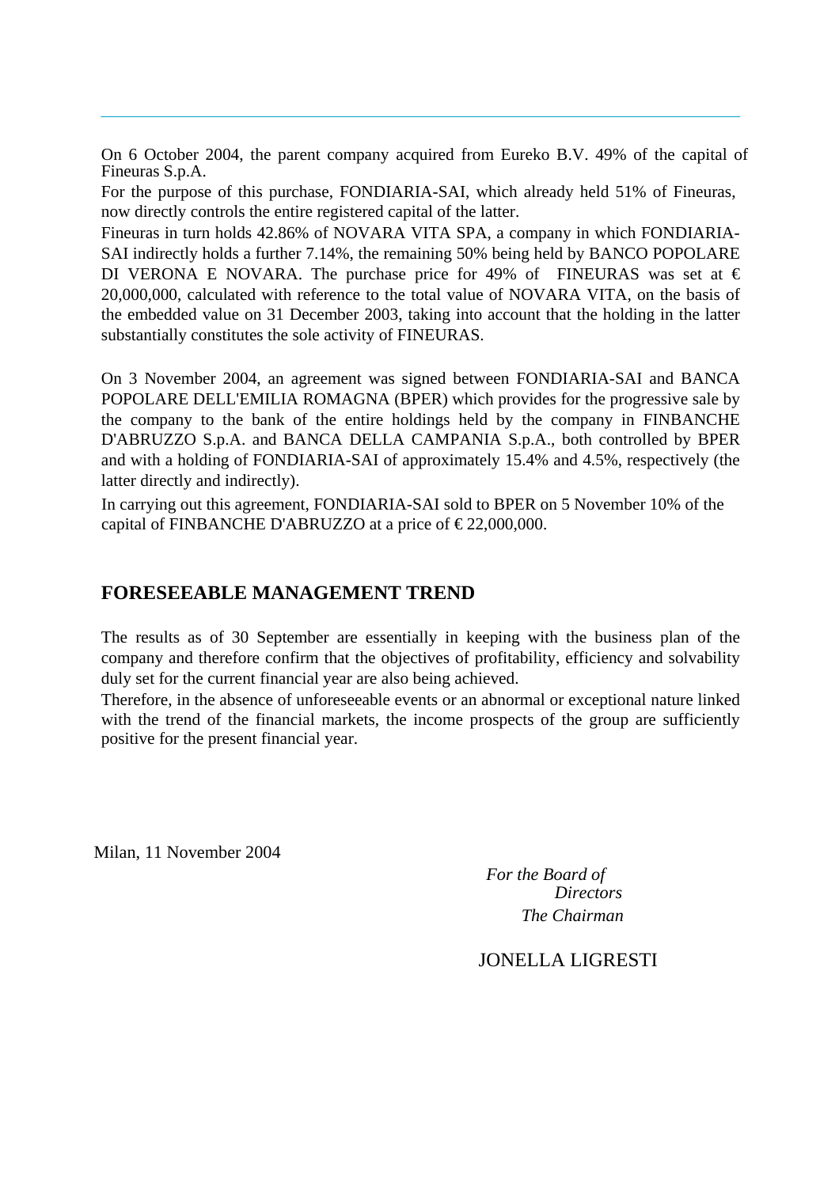On 6 October 2004, the parent company acquired from Eureko B.V. 49% of the capital of Fineuras S.p.A.

For the purpose of this purchase, FONDIARIA-SAI, which already held 51% of Fineuras, now directly controls the entire registered capital of the latter.

Fineuras in turn holds 42.86% of NOVARA VITA SPA, a company in which FONDIARIA-SAI indirectly holds a further 7.14%, the remaining 50% being held by BANCO POPOLARE DI VERONA E NOVARA. The purchase price for 49% of FINEURAS was set at € 20,000,000, calculated with reference to the total value of NOVARA VITA, on the basis of the embedded value on 31 December 2003, taking into account that the holding in the latter substantially constitutes the sole activity of FINEURAS.

On 3 November 2004, an agreement was signed between FONDIARIA-SAI and BANCA POPOLARE DELL'EMILIA ROMAGNA (BPER) which provides for the progressive sale by the company to the bank of the entire holdings held by the company in FINBANCHE D'ABRUZZO S.p.A. and BANCA DELLA CAMPANIA S.p.A., both controlled by BPER and with a holding of FONDIARIA-SAI of approximately 15.4% and 4.5%, respectively (the latter directly and indirectly).

In carrying out this agreement, FONDIARIA-SAI sold to BPER on 5 November 10% of the capital of FINBANCHE D'ABRUZZO at a price of € 22,000,000.

## FORESEEABLE MANAGEMENT TREND

The results as of 30 September are essentially in keeping with the business plan of the company and therefore confirm that the objectives of profitability, efficiency and solvability duly set for the current financial year are also being achieved.

Therefore, in the absence of unforeseeable events or an abnormal or exceptional nature linked with the trend of the financial markets, the income prospects of the group are sufficiently positive for the present financial year.

Milan, 11 November 2004

*For the Board of Directors*
*The Chairman*

JONELLA LIGRESTI